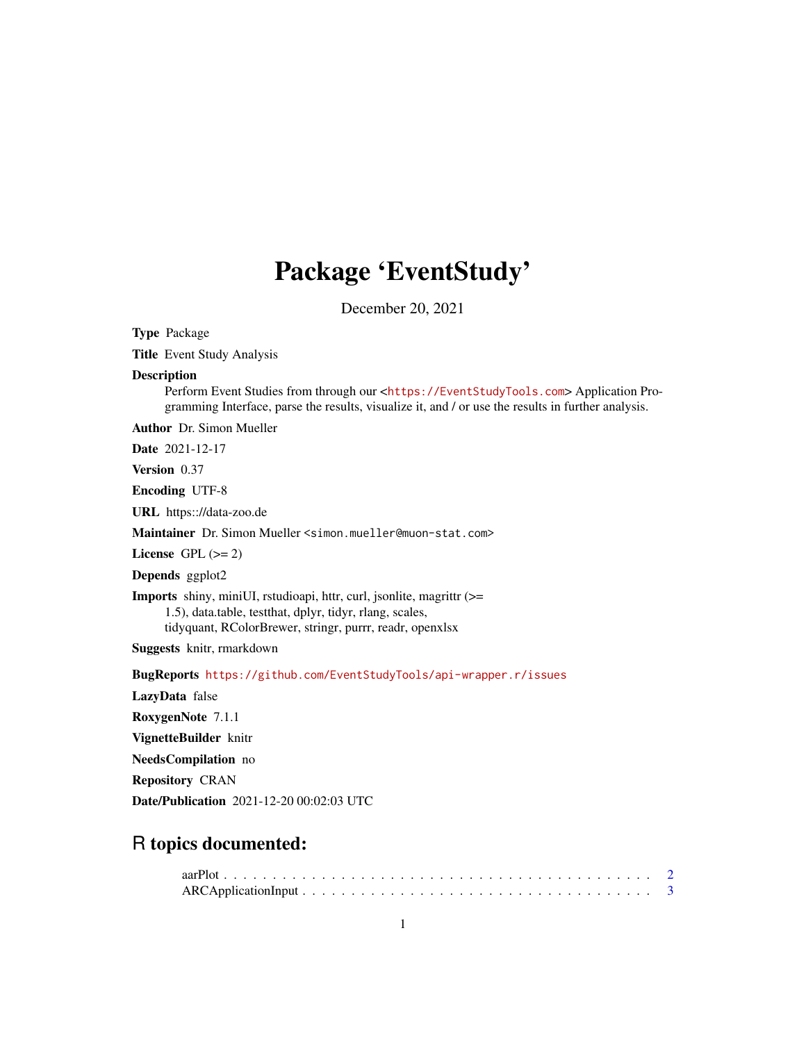# Package 'EventStudy'

December 20, 2021

**Type** Package

**Title** Event Study Analysis

**Description**
Perform Event Studies from through our <https://EventStudyTools.com> Application Programming Interface, parse the results, visualize it, and / or use the results in further analysis.

**Author** Dr. Simon Mueller

**Date** 2021-12-17

**Version** 0.37

**Encoding** UTF-8

**URL** https://data-zoo.de

**Maintainer** Dr. Simon Mueller <simon.mueller@muon-stat.com>

**License** GPL (>= 2)

**Depends** ggplot2

**Imports** shiny, miniUI, rstudioapi, httr, curl, jsonlite, magrittr (>= 1.5), data.table, testthat, dplyr, tidyr, rlang, scales, tidyquant, RColorBrewer, stringr, purrr, readr, openxlsx

**Suggests** knitr, rmarkdown

**BugReports** https://github.com/EventStudyTools/api-wrapper.r/issues

**LazyData** false

**RoxygenNote** 7.1.1

**VignetteBuilder** knitr

**NeedsCompilation** no

**Repository** CRAN

**Date/Publication** 2021-12-20 00:02:03 UTC

## R topics documented:

aarPlot . . . . . . . . . . . . . . . . . . . . . . . . . . . . . . . . . . . . . . . . . . 2
ARCApplicationInput . . . . . . . . . . . . . . . . . . . . . . . . . . . . . . . . . . 3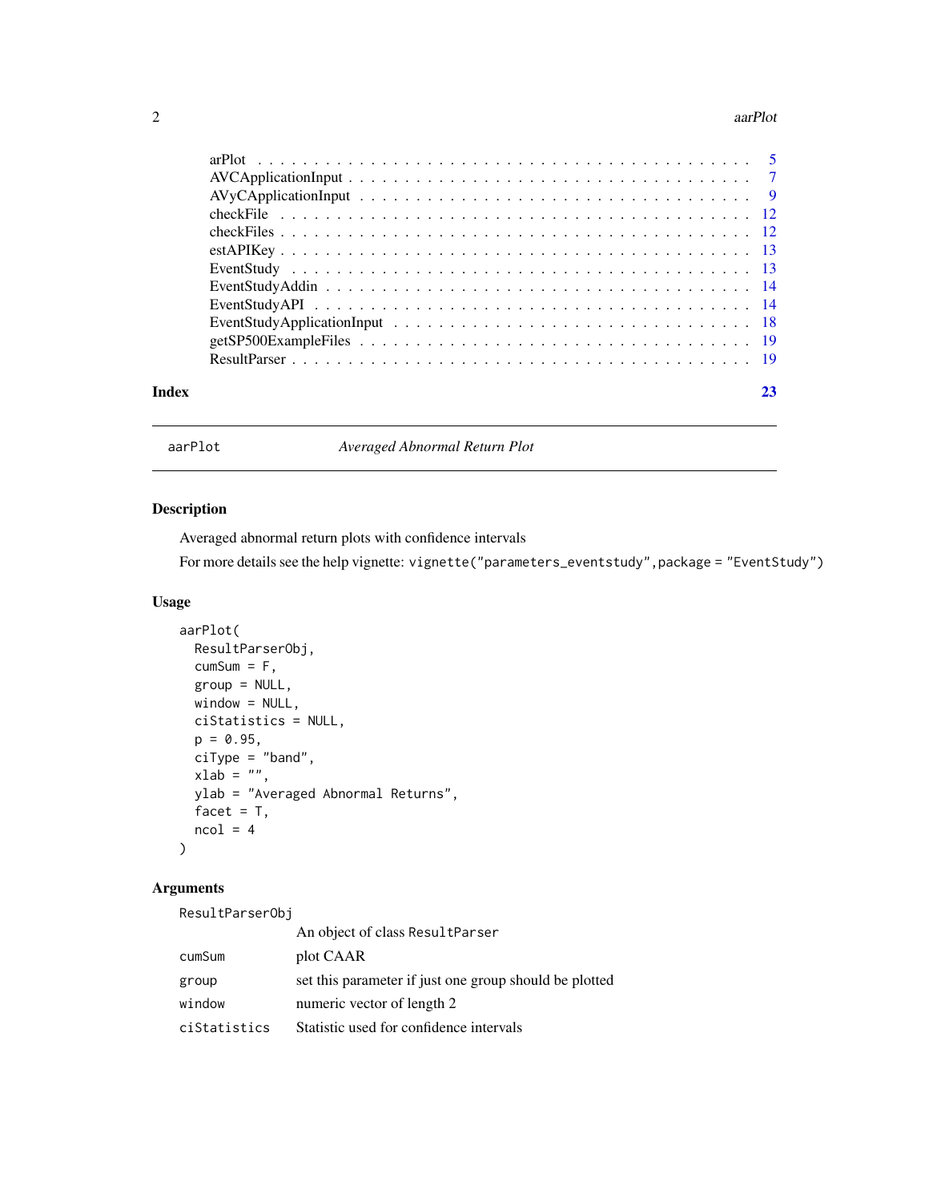arPlot . . . . . . . . . . . . . . . . . . . . . . . . . . . . . . . . . . . . . . . . 5
AVCApplicationInput . . . . . . . . . . . . . . . . . . . . . . . . . . . . . . . . . 7
AVyCApplicationInput . . . . . . . . . . . . . . . . . . . . . . . . . . . . . . . . 9
checkFile . . . . . . . . . . . . . . . . . . . . . . . . . . . . . . . . . . . . . . 12
checkFiles . . . . . . . . . . . . . . . . . . . . . . . . . . . . . . . . . . . . . 12
estAPIKey . . . . . . . . . . . . . . . . . . . . . . . . . . . . . . . . . . . . . 13
EventStudy . . . . . . . . . . . . . . . . . . . . . . . . . . . . . . . . . . . . 13
EventStudyAddin . . . . . . . . . . . . . . . . . . . . . . . . . . . . . . . . . 14
EventStudyAPI . . . . . . . . . . . . . . . . . . . . . . . . . . . . . . . . . . 14
EventStudyApplicationInput . . . . . . . . . . . . . . . . . . . . . . . . . . . 18
getSP500ExampleFiles . . . . . . . . . . . . . . . . . . . . . . . . . . . . . . 19
ResultParser . . . . . . . . . . . . . . . . . . . . . . . . . . . . . . . . . . . 19

**Index** 23

---

## aarPlot — *Averaged Abnormal Return Plot*

### Description

Averaged abnormal return plots with confidence intervals

For more details see the help vignette: `vignette("parameters_eventstudy",package = "EventStudy")`

### Usage

```
aarPlot(
  ResultParserObj,
  cumSum = F,
  group = NULL,
  window = NULL,
  ciStatistics = NULL,
  p = 0.95,
  ciType = "band",
  xlab = "",
  ylab = "Averaged Abnormal Returns",
  facet = T,
  ncol = 4
)
```

### Arguments

| Argument | Description |
|---|---|
| `ResultParserObj` | An object of class `ResultParser` |
| `cumSum` | plot CAAR |
| `group` | set this parameter if just one group should be plotted |
| `window` | numeric vector of length 2 |
| `ciStatistics` | Statistic used for confidence intervals |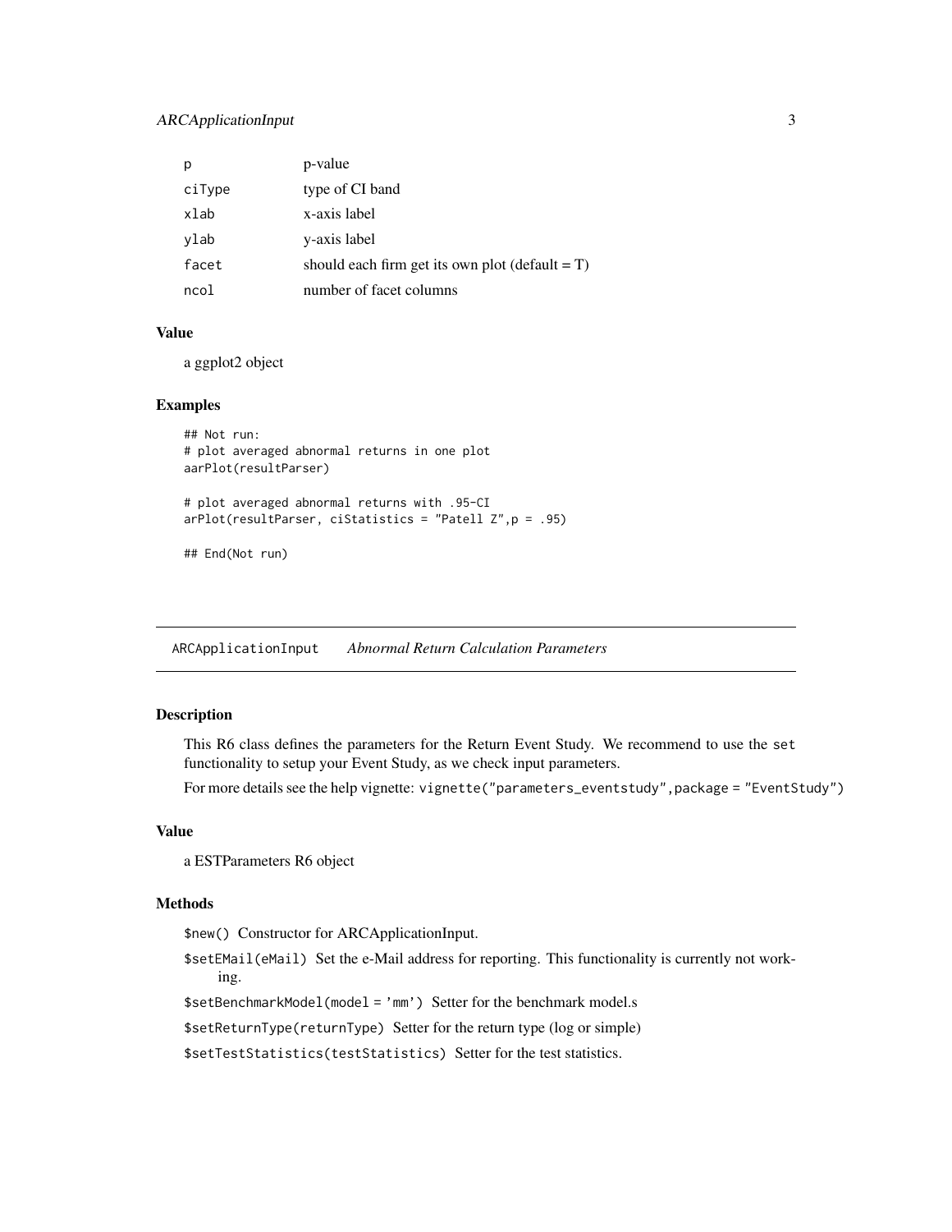| | |
|---|---|
| p | p-value |
| ciType | type of CI band |
| xlab | x-axis label |
| ylab | y-axis label |
| facet | should each firm get its own plot (default = T) |
| ncol | number of facet columns |

### Value

a ggplot2 object

### Examples

```
## Not run:
# plot averaged abnormal returns in one plot
aarPlot(resultParser)

# plot averaged abnormal returns with .95-CI
arPlot(resultParser, ciStatistics = "Patell Z",p = .95)

## End(Not run)
```

---

## ARCApplicationInput *Abnormal Return Calculation Parameters*

---

### Description

This R6 class defines the parameters for the Return Event Study. We recommend to use the `set` functionality to setup your Event Study, as we check input parameters.

For more details see the help vignette: `vignette("parameters_eventstudy",package = "EventStudy")`

### Value

a ESTParameters R6 object

### Methods

`$new()` Constructor for ARCApplicationInput.

`$setEMail(eMail)` Set the e-Mail address for reporting. This functionality is currently not working.

`$setBenchmarkModel(model = 'mm')` Setter for the benchmark model.s

`$setReturnType(returnType)` Setter for the return type (log or simple)

`$setTestStatistics(testStatistics)` Setter for the test statistics.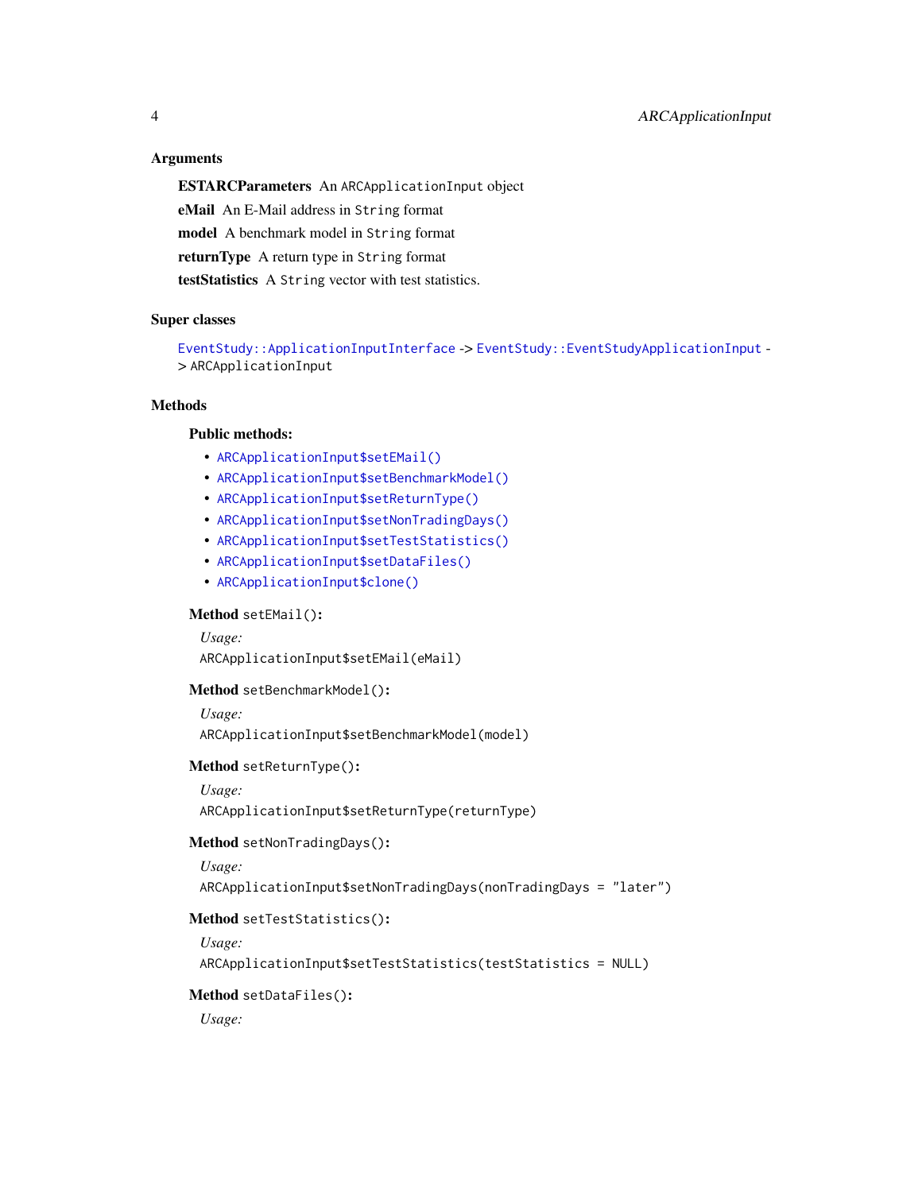### Arguments

**ESTARCParameters** An `ARCApplicationInput` object

**eMail** An E-Mail address in `String` format

**model** A benchmark model in `String` format

**returnType** A return type in `String` format

**testStatistics** A `String` vector with test statistics.

### Super classes

`EventStudy::ApplicationInputInterface` -> `EventStudy::EventStudyApplicationInput` -> `ARCApplicationInput`

### Methods

#### Public methods:

- `ARCApplicationInput$setEMail()`
- `ARCApplicationInput$setBenchmarkModel()`
- `ARCApplicationInput$setReturnType()`
- `ARCApplicationInput$setNonTradingDays()`
- `ARCApplicationInput$setTestStatistics()`
- `ARCApplicationInput$setDataFiles()`
- `ARCApplicationInput$clone()`

**Method** `setEMail()`:

*Usage:*

```
ARCApplicationInput$setEMail(eMail)
```

**Method** `setBenchmarkModel()`:

*Usage:*

```
ARCApplicationInput$setBenchmarkModel(model)
```

**Method** `setReturnType()`:

*Usage:*

```
ARCApplicationInput$setReturnType(returnType)
```

**Method** `setNonTradingDays()`:

*Usage:*

```
ARCApplicationInput$setNonTradingDays(nonTradingDays = "later")
```

**Method** `setTestStatistics()`:

*Usage:*

```
ARCApplicationInput$setTestStatistics(testStatistics = NULL)
```

**Method** `setDataFiles()`:

*Usage:*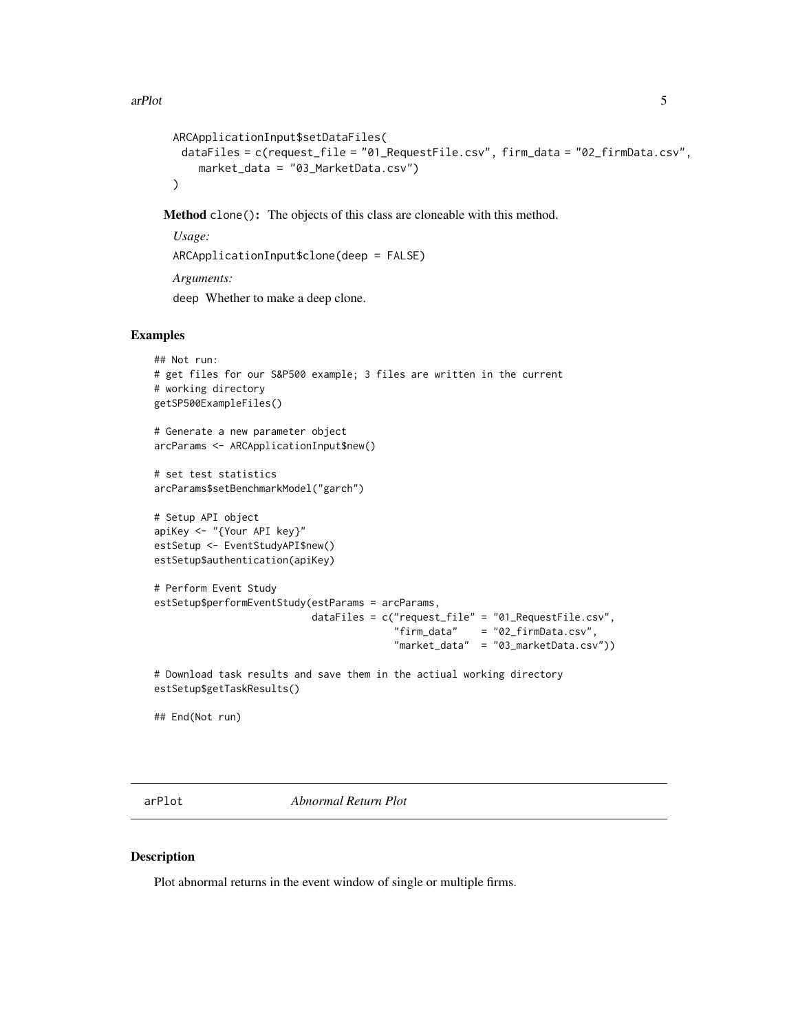```
ARCApplicationInput$setDataFiles(
  dataFiles = c(request_file = "01_RequestFile.csv", firm_data = "02_firmData.csv",
    market_data = "03_MarketData.csv")
)
```

**Method** `clone()`: The objects of this class are cloneable with this method.

*Usage:*

```
ARCApplicationInput$clone(deep = FALSE)
```

*Arguments:*

`deep` Whether to make a deep clone.

## Examples

```
## Not run:
# get files for our S&P500 example; 3 files are written in the current
# working directory
getSP500ExampleFiles()

# Generate a new parameter object
arcParams <- ARCApplicationInput$new()

# set test statistics
arcParams$setBenchmarkModel("garch")

# Setup API object
apiKey <- "{Your API key}"
estSetup <- EventStudyAPI$new()
estSetup$authentication(apiKey)

# Perform Event Study
estSetup$performEventStudy(estParams = arcParams,
                           dataFiles = c("request_file" = "01_RequestFile.csv",
                                         "firm_data"    = "02_firmData.csv",
                                         "market_data"  = "03_marketData.csv"))

# Download task results and save them in the actiual working directory
estSetup$getTaskResults()

## End(Not run)
```

---

# arPlot *Abnormal Return Plot*

---

## Description

Plot abnormal returns in the event window of single or multiple firms.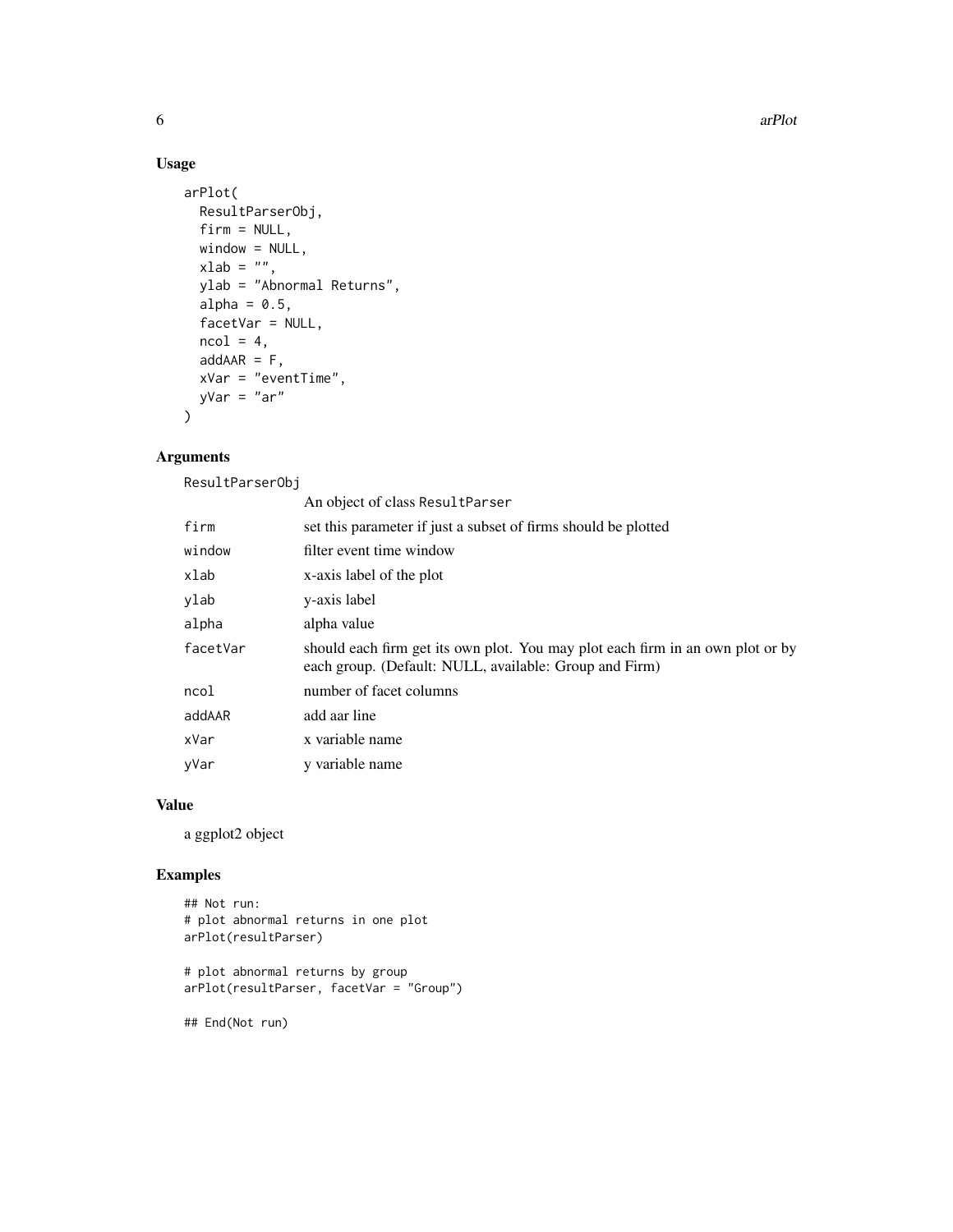## Usage

```
arPlot(
  ResultParserObj,
  firm = NULL,
  window = NULL,
  xlab = "",
  ylab = "Abnormal Returns",
  alpha = 0.5,
  facetVar = NULL,
  ncol = 4,
  addAAR = F,
  xVar = "eventTime",
  yVar = "ar"
)
```

## Arguments

| | |
|---|---|
| ResultParserObj | An object of class ResultParser |
| firm | set this parameter if just a subset of firms should be plotted |
| window | filter event time window |
| xlab | x-axis label of the plot |
| ylab | y-axis label |
| alpha | alpha value |
| facetVar | should each firm get its own plot. You may plot each firm in an own plot or by each group. (Default: NULL, available: Group and Firm) |
| ncol | number of facet columns |
| addAAR | add aar line |
| xVar | x variable name |
| yVar | y variable name |

## Value

a ggplot2 object

## Examples

```
## Not run:
# plot abnormal returns in one plot
arPlot(resultParser)

# plot abnormal returns by group
arPlot(resultParser, facetVar = "Group")

## End(Not run)
```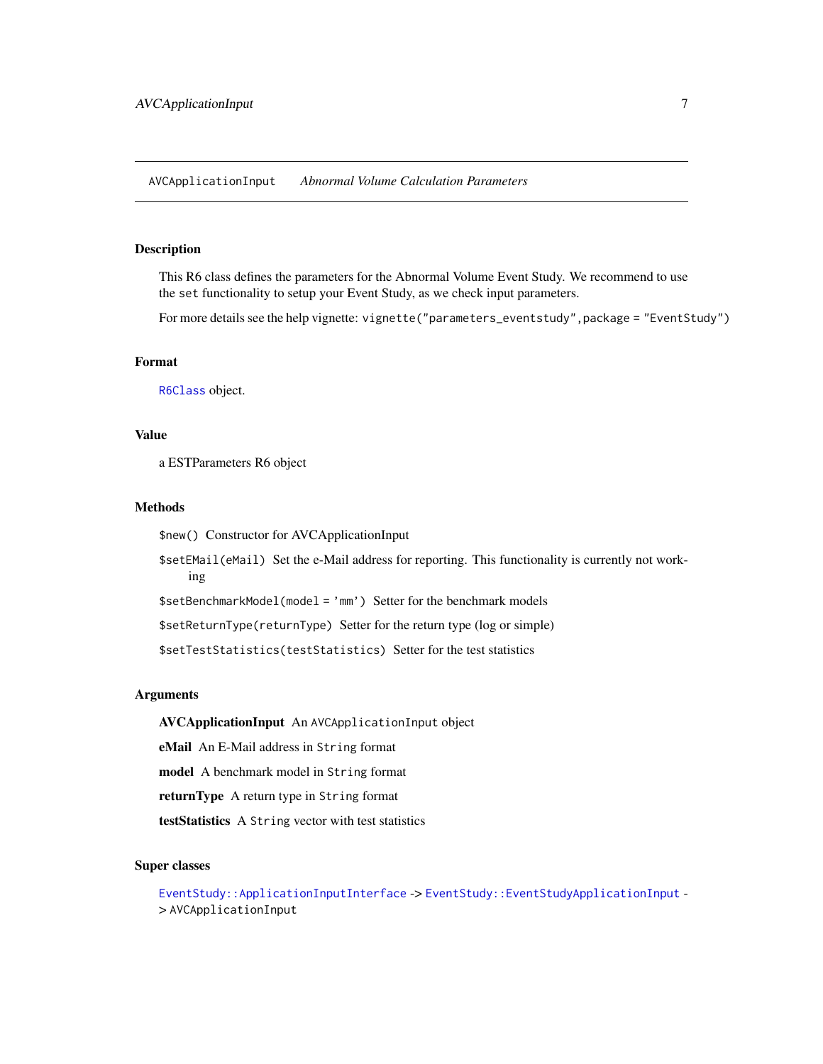## AVCApplicationInput *Abnormal Volume Calculation Parameters*

### Description

This R6 class defines the parameters for the Abnormal Volume Event Study. We recommend to use the `set` functionality to setup your Event Study, as we check input parameters.

For more details see the help vignette: `vignette("parameters_eventstudy",package = "EventStudy")`

### Format

`R6Class` object.

### Value

a ESTParameters R6 object

### Methods

`$new()` Constructor for AVCApplicationInput

`$setEMail(eMail)` Set the e-Mail address for reporting. This functionality is currently not working

`$setBenchmarkModel(model = 'mm')` Setter for the benchmark models

`$setReturnType(returnType)` Setter for the return type (log or simple)

`$setTestStatistics(testStatistics)` Setter for the test statistics

### Arguments

**AVCApplicationInput** An `AVCApplicationInput` object

**eMail** An E-Mail address in `String` format

**model** A benchmark model in `String` format

**returnType** A return type in `String` format

**testStatistics** A `String` vector with test statistics

### Super classes

`EventStudy::ApplicationInputInterface` -> `EventStudy::EventStudyApplicationInput` -> `AVCApplicationInput`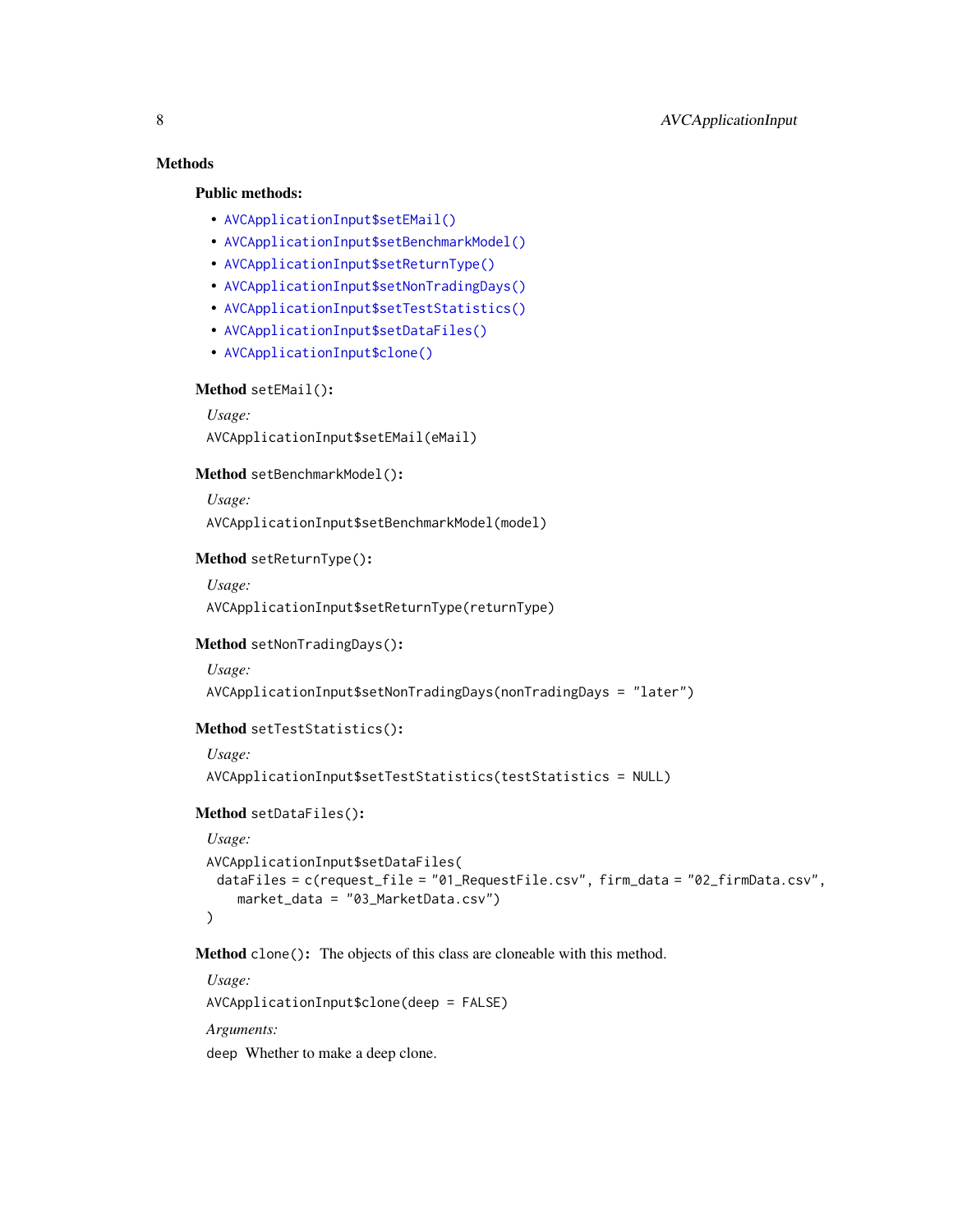## Methods

### Public methods:

- `AVCApplicationInput$setEMail()`
- `AVCApplicationInput$setBenchmarkModel()`
- `AVCApplicationInput$setReturnType()`
- `AVCApplicationInput$setNonTradingDays()`
- `AVCApplicationInput$setTestStatistics()`
- `AVCApplicationInput$setDataFiles()`
- `AVCApplicationInput$clone()`

**Method** `setEMail()`:

*Usage:*

```
AVCApplicationInput$setEMail(eMail)
```

**Method** `setBenchmarkModel()`:

*Usage:*

```
AVCApplicationInput$setBenchmarkModel(model)
```

**Method** `setReturnType()`:

*Usage:*

```
AVCApplicationInput$setReturnType(returnType)
```

**Method** `setNonTradingDays()`:

*Usage:*

```
AVCApplicationInput$setNonTradingDays(nonTradingDays = "later")
```

**Method** `setTestStatistics()`:

*Usage:*

```
AVCApplicationInput$setTestStatistics(testStatistics = NULL)
```

**Method** `setDataFiles()`:

*Usage:*

```
AVCApplicationInput$setDataFiles(
  dataFiles = c(request_file = "01_RequestFile.csv", firm_data = "02_firmData.csv",
    market_data = "03_MarketData.csv")
)
```

**Method** `clone()`: The objects of this class are cloneable with this method.

*Usage:*

```
AVCApplicationInput$clone(deep = FALSE)
```

*Arguments:*

`deep` Whether to make a deep clone.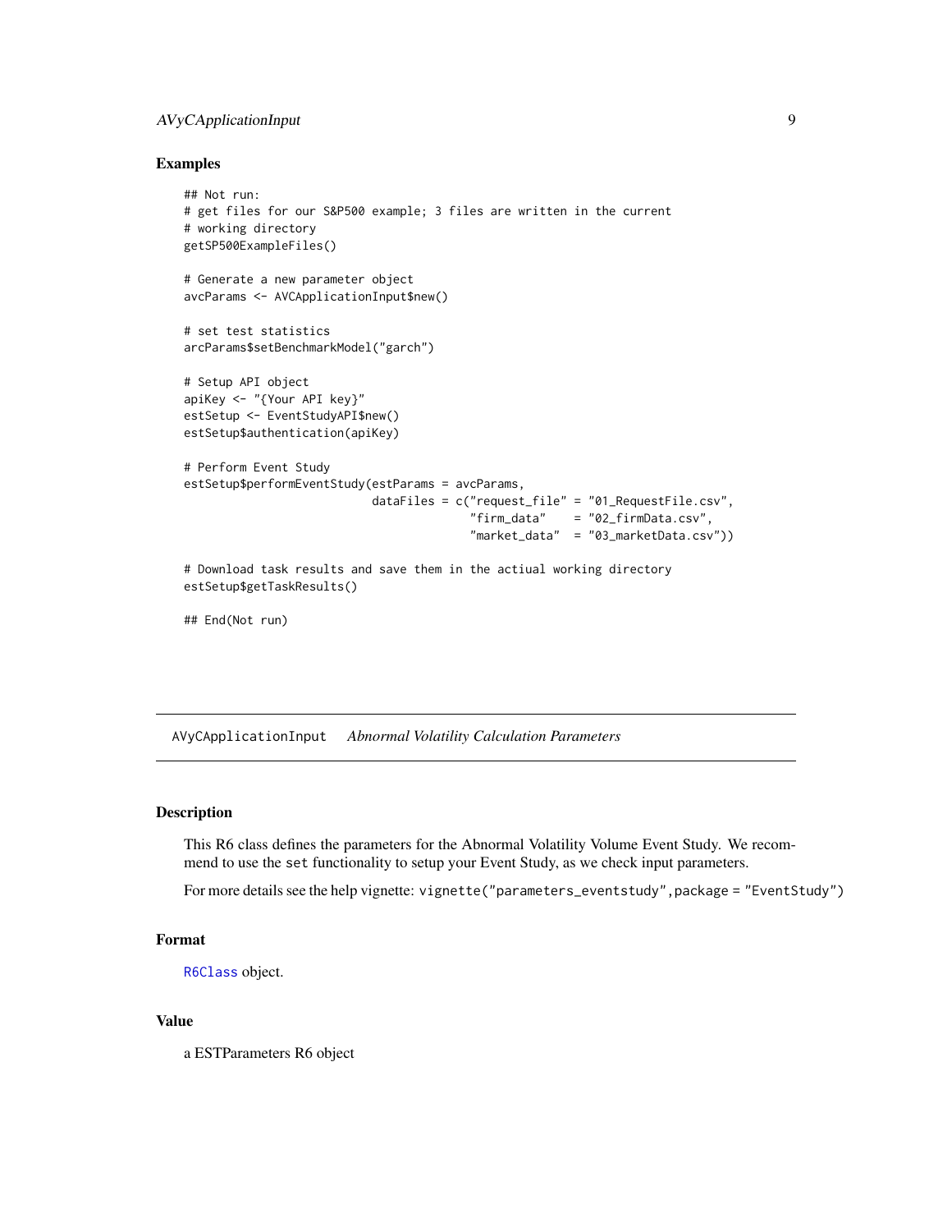## Examples

```
## Not run:
# get files for our S&P500 example; 3 files are written in the current
# working directory
getSP500ExampleFiles()

# Generate a new parameter object
avcParams <- AVCApplicationInput$new()

# set test statistics
arcParams$setBenchmarkModel("garch")

# Setup API object
apiKey <- "{Your API key}"
estSetup <- EventStudyAPI$new()
estSetup$authentication(apiKey)

# Perform Event Study
estSetup$performEventStudy(estParams = avcParams,
                           dataFiles = c("request_file" = "01_RequestFile.csv",
                                         "firm_data"    = "02_firmData.csv",
                                         "market_data"  = "03_marketData.csv"))

# Download task results and save them in the actiual working directory
estSetup$getTaskResults()

## End(Not run)
```

---

`AVyCApplicationInput` *Abnormal Volatility Calculation Parameters*

---

## Description

This R6 class defines the parameters for the Abnormal Volatility Volume Event Study. We recommend to use the `set` functionality to setup your Event Study, as we check input parameters.

For more details see the help vignette: `vignette("parameters_eventstudy",package = "EventStudy")`

## Format

`R6Class` object.

## Value

a ESTParameters R6 object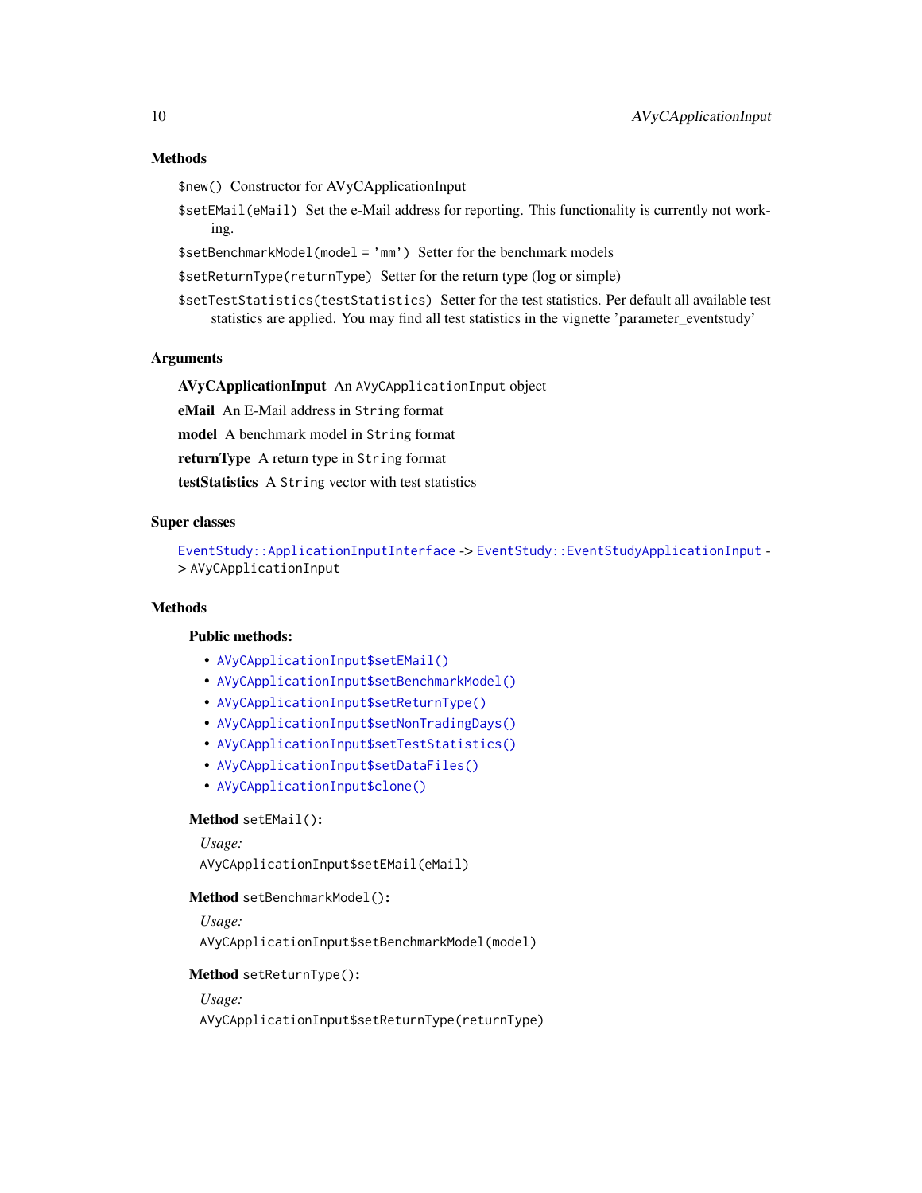### Methods

`$new()` Constructor for AVyCApplicationInput

`$setEMail(eMail)` Set the e-Mail address for reporting. This functionality is currently not working.

`$setBenchmarkModel(model = 'mm')` Setter for the benchmark models

`$setReturnType(returnType)` Setter for the return type (log or simple)

`$setTestStatistics(testStatistics)` Setter for the test statistics. Per default all available test statistics are applied. You may find all test statistics in the vignette 'parameter_eventstudy'

### Arguments

**AVyCApplicationInput** An `AVyCApplicationInput` object

**eMail** An E-Mail address in `String` format

**model** A benchmark model in `String` format

**returnType** A return type in `String` format

**testStatistics** A `String` vector with test statistics

### Super classes

`EventStudy::ApplicationInputInterface` -> `EventStudy::EventStudyApplicationInput` -> `AVyCApplicationInput`

### Methods

#### Public methods:

- `AVyCApplicationInput$setEMail()`
- `AVyCApplicationInput$setBenchmarkModel()`
- `AVyCApplicationInput$setReturnType()`
- `AVyCApplicationInput$setNonTradingDays()`
- `AVyCApplicationInput$setTestStatistics()`
- `AVyCApplicationInput$setDataFiles()`
- `AVyCApplicationInput$clone()`

**Method** `setEMail()`**:**

*Usage:*

```
AVyCApplicationInput$setEMail(eMail)
```

**Method** `setBenchmarkModel()`**:**

*Usage:*

```
AVyCApplicationInput$setBenchmarkModel(model)
```

**Method** `setReturnType()`**:**

*Usage:*

```
AVyCApplicationInput$setReturnType(returnType)
```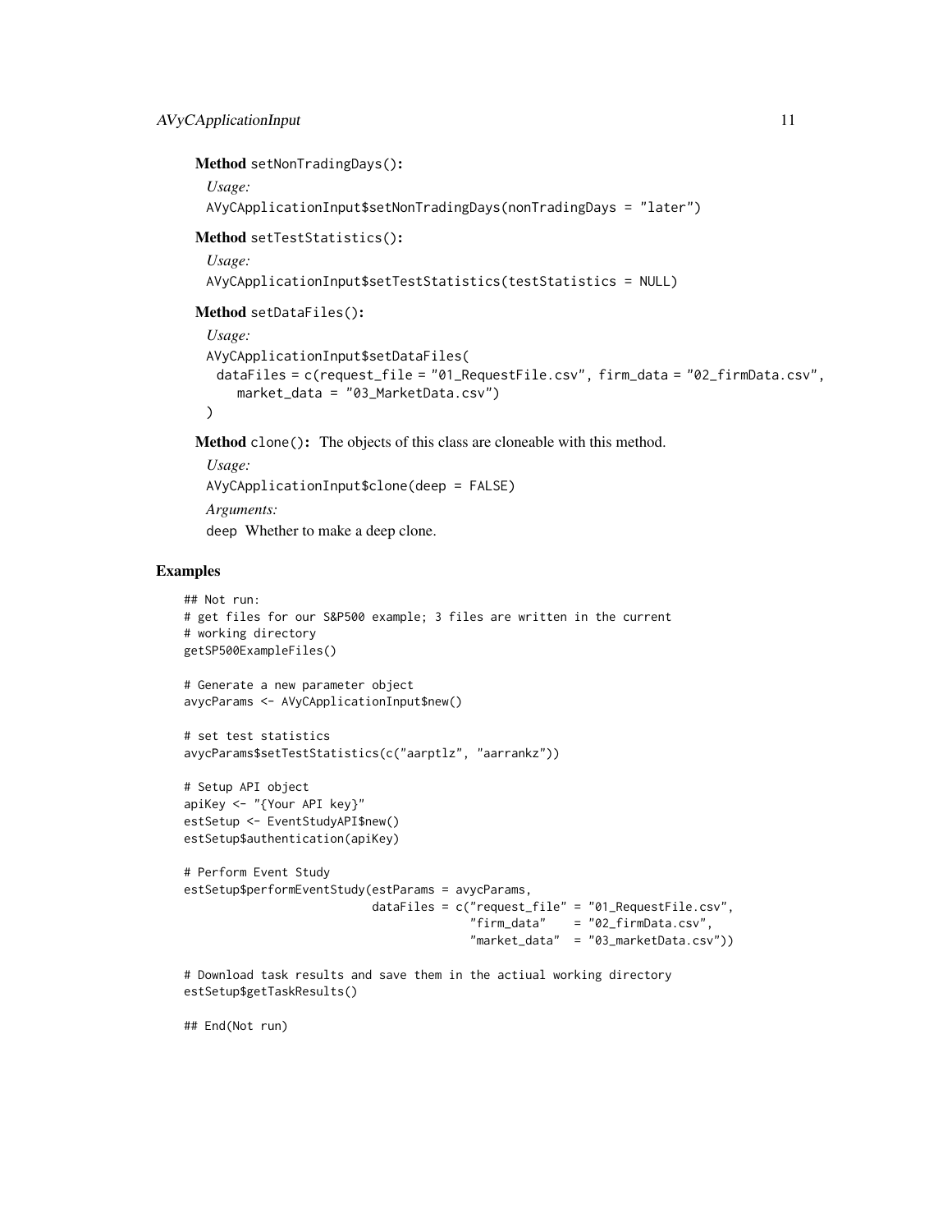**Method** `setNonTradingDays()`:

*Usage:*

```
AVyCApplicationInput$setNonTradingDays(nonTradingDays = "later")
```

**Method** `setTestStatistics()`:

*Usage:*

```
AVyCApplicationInput$setTestStatistics(testStatistics = NULL)
```

**Method** `setDataFiles()`:

*Usage:*

```
AVyCApplicationInput$setDataFiles(
  dataFiles = c(request_file = "01_RequestFile.csv", firm_data = "02_firmData.csv",
    market_data = "03_MarketData.csv")
)
```

**Method** `clone()`: The objects of this class are cloneable with this method.

*Usage:*

```
AVyCApplicationInput$clone(deep = FALSE)
```

*Arguments:*

`deep` Whether to make a deep clone.

## Examples

```
## Not run:
# get files for our S&P500 example; 3 files are written in the current
# working directory
getSP500ExampleFiles()

# Generate a new parameter object
avycParams <- AVyCApplicationInput$new()

# set test statistics
avycParams$setTestStatistics(c("aarptlz", "aarrankz"))

# Setup API object
apiKey <- "{Your API key}"
estSetup <- EventStudyAPI$new()
estSetup$authentication(apiKey)

# Perform Event Study
estSetup$performEventStudy(estParams = avycParams,
                           dataFiles = c("request_file" = "01_RequestFile.csv",
                                         "firm_data"    = "02_firmData.csv",
                                         "market_data"  = "03_marketData.csv"))

# Download task results and save them in the actiual working directory
estSetup$getTaskResults()

## End(Not run)
```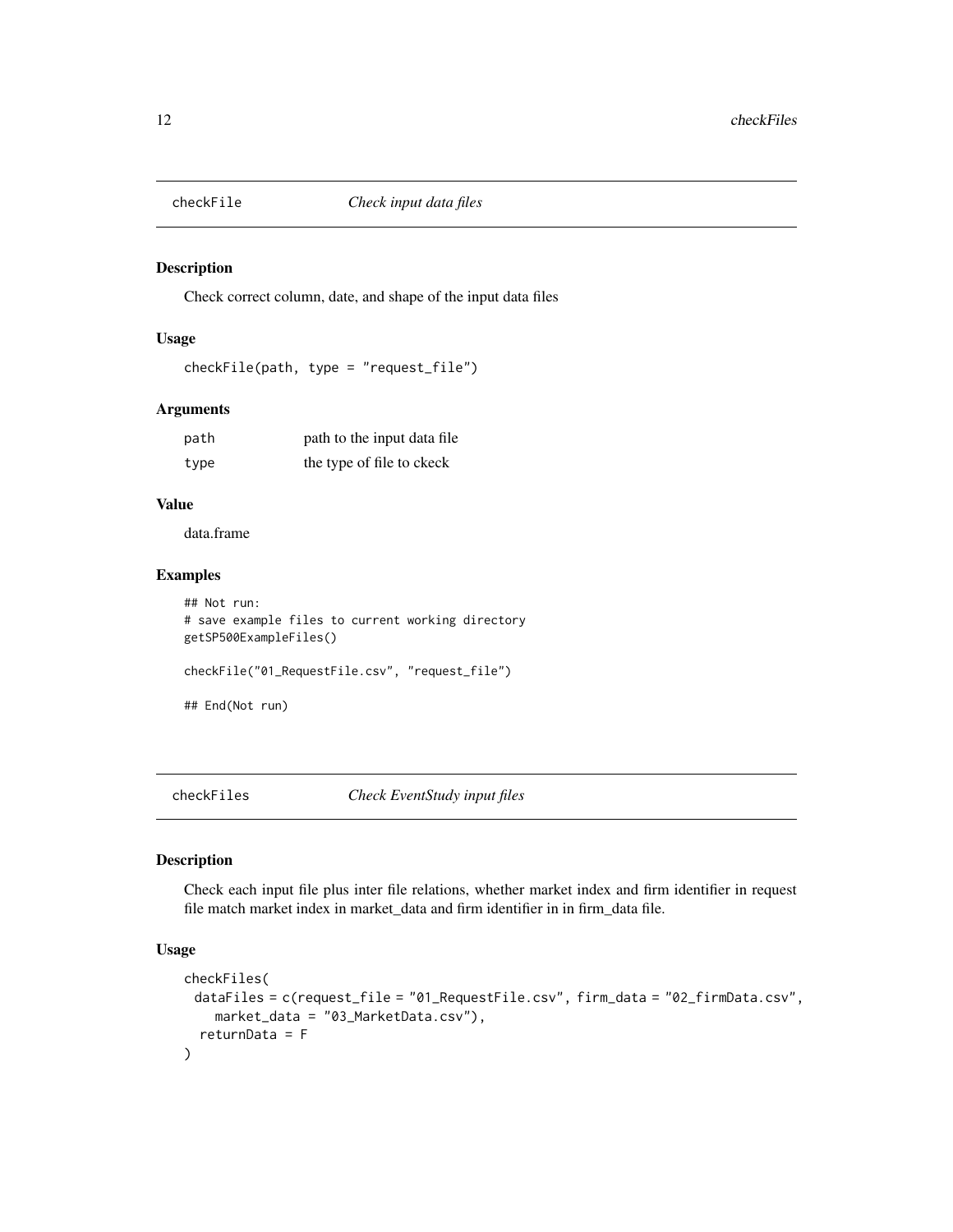## checkFile *Check input data files*

### Description

Check correct column, date, and shape of the input data files

### Usage

```
checkFile(path, type = "request_file")
```

### Arguments

| | |
|---|---|
| path | path to the input data file |
| type | the type of file to ckeck |

### Value

data.frame

### Examples

```
## Not run:
# save example files to current working directory
getSP500ExampleFiles()

checkFile("01_RequestFile.csv", "request_file")

## End(Not run)
```

## checkFiles *Check EventStudy input files*

### Description

Check each input file plus inter file relations, whether market index and firm identifier in request file match market index in market_data and firm identifier in in firm_data file.

### Usage

```
checkFiles(
  dataFiles = c(request_file = "01_RequestFile.csv", firm_data = "02_firmData.csv",
    market_data = "03_MarketData.csv"),
  returnData = F
)
```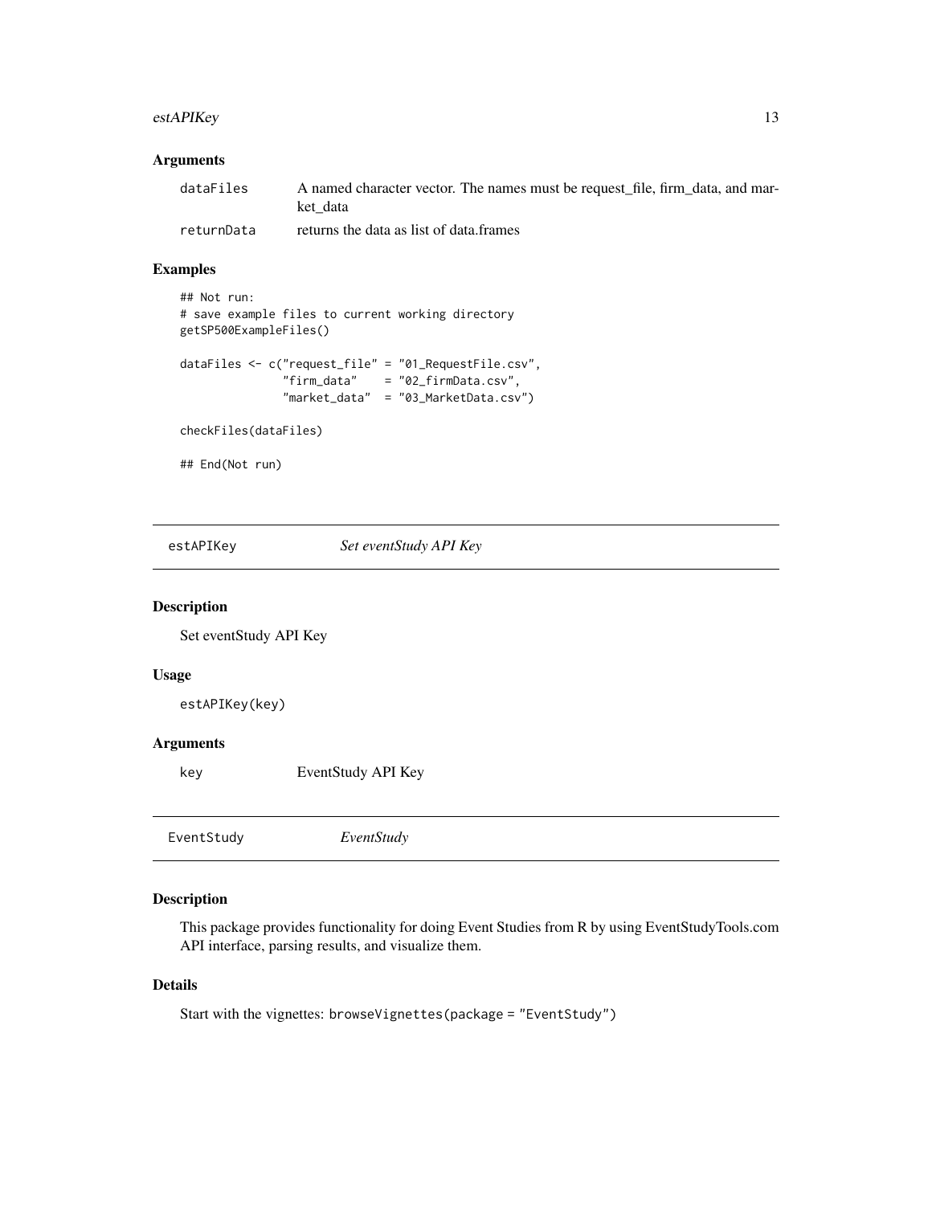### Arguments

| | |
|---|---|
| dataFiles | A named character vector. The names must be request_file, firm_data, and market_data |
| returnData | returns the data as list of data.frames |

### Examples

```
## Not run:
# save example files to current working directory
getSP500ExampleFiles()

dataFiles <- c("request_file" = "01_RequestFile.csv",
               "firm_data"    = "02_firmData.csv",
               "market_data"  = "03_MarketData.csv")

checkFiles(dataFiles)

## End(Not run)
```

## estAPIKey — *Set eventStudy API Key*

### Description

Set eventStudy API Key

### Usage

```
estAPIKey(key)
```

### Arguments

| | |
|---|---|
| key | EventStudy API Key |

## EventStudy — *EventStudy*

### Description

This package provides functionality for doing Event Studies from R by using EventStudyTools.com API interface, parsing results, and visualize them.

### Details

Start with the vignettes: `browseVignettes(package = "EventStudy")`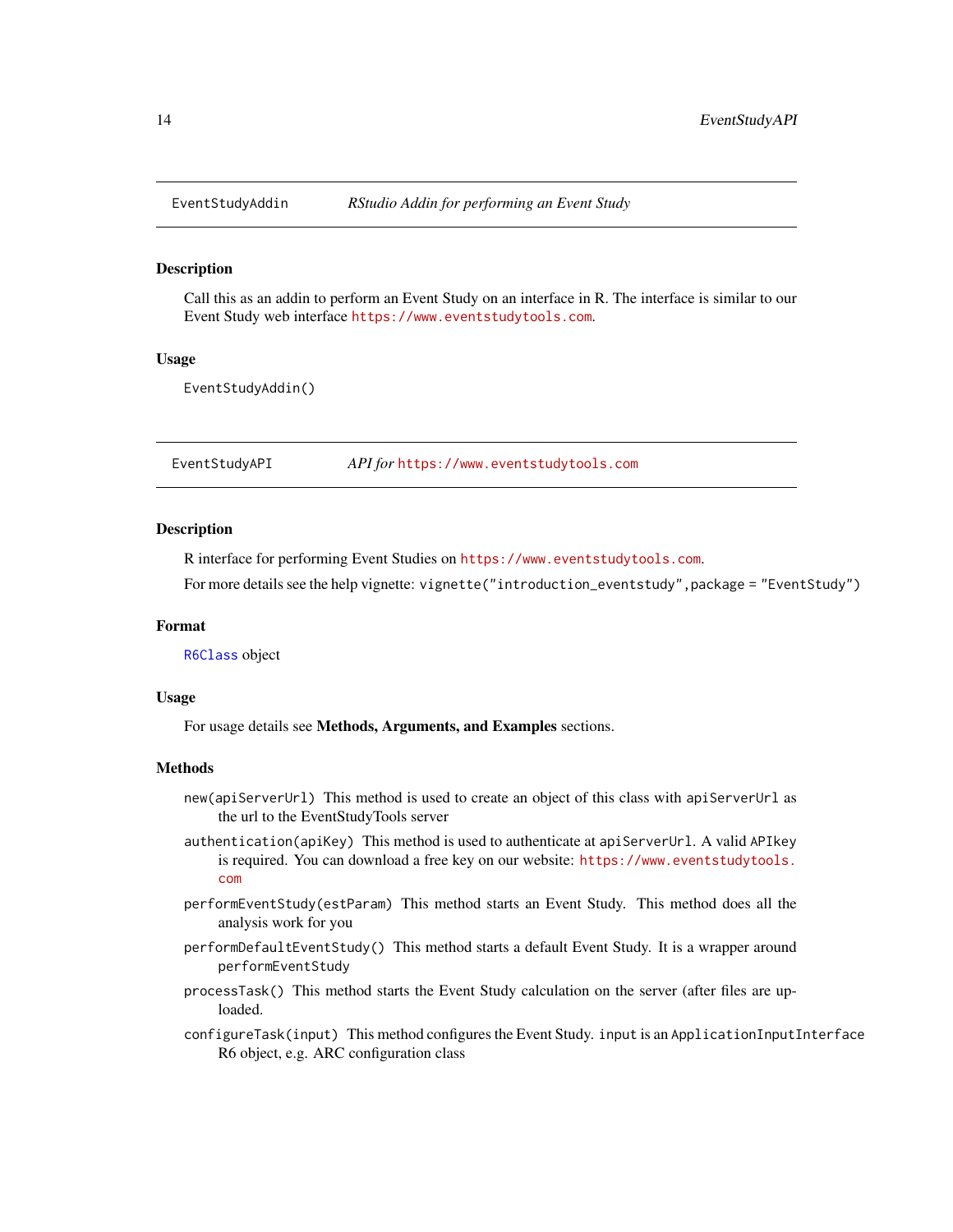## EventStudyAddin — *RStudio Addin for performing an Event Study*

### Description

Call this as an addin to perform an Event Study on an interface in R. The interface is similar to our Event Study web interface https://www.eventstudytools.com.

### Usage

```
EventStudyAddin()
```

## EventStudyAPI — *API for https://www.eventstudytools.com*

### Description

R interface for performing Event Studies on https://www.eventstudytools.com.

For more details see the help vignette: `vignette("introduction_eventstudy",package = "EventStudy")`

### Format

`R6Class` object

### Usage

For usage details see **Methods, Arguments, and Examples** sections.

### Methods

`new(apiServerUrl)` This method is used to create an object of this class with `apiServerUrl` as the url to the EventStudyTools server

`authentication(apiKey)` This method is used to authenticate at `apiServerUrl`. A valid `APIkey` is required. You can download a free key on our website: https://www.eventstudytools.com

`performEventStudy(estParam)` This method starts an Event Study. This method does all the analysis work for you

`performDefaultEventStudy()` This method starts a default Event Study. It is a wrapper around `performEventStudy`

`processTask()` This method starts the Event Study calculation on the server (after files are uploaded.

`configureTask(input)` This method configures the Event Study. `input` is an `ApplicationInputInterface` R6 object, e.g. ARC configuration class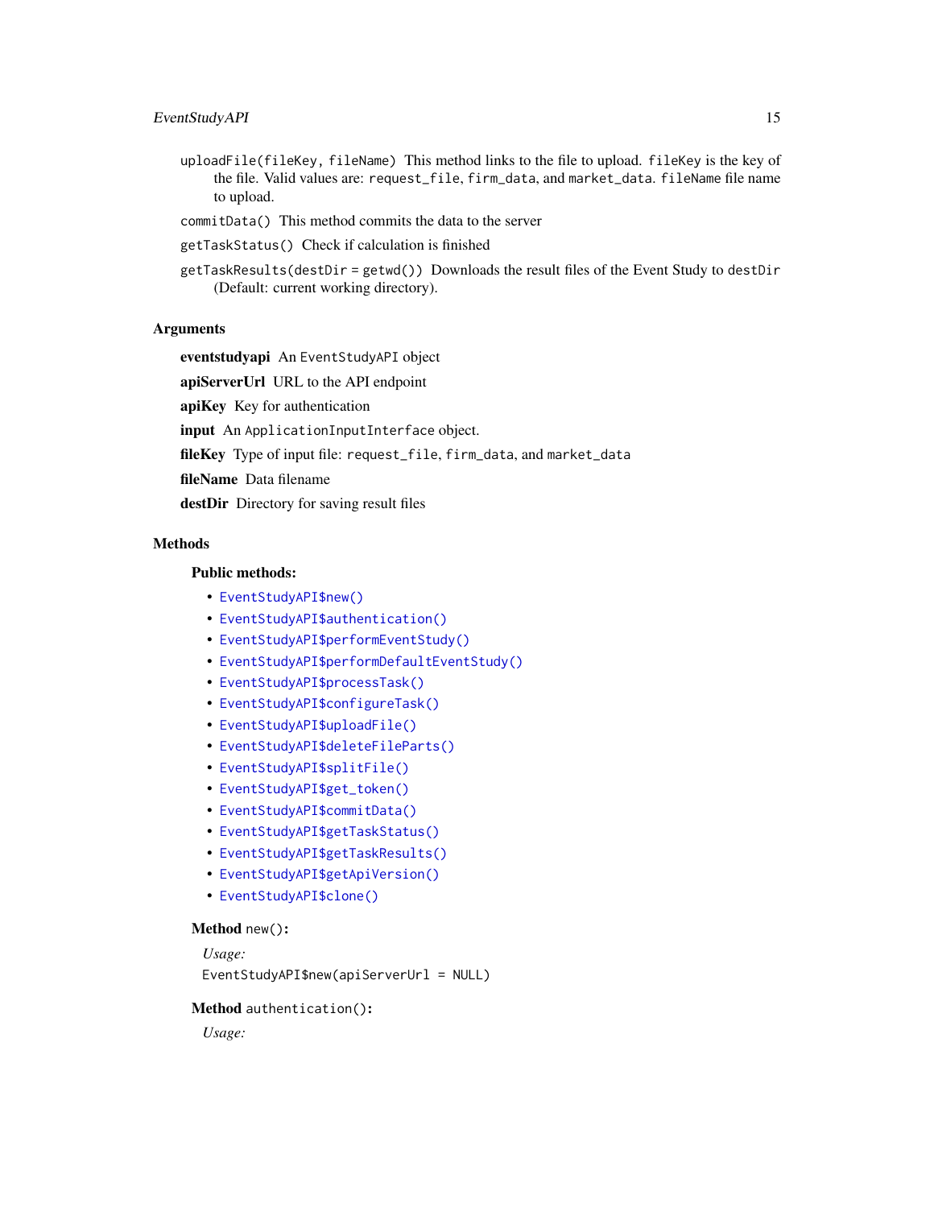`uploadFile(fileKey, fileName)` This method links to the file to upload. `fileKey` is the key of the file. Valid values are: `request_file`, `firm_data`, and `market_data`. `fileName` file name to upload.

`commitData()` This method commits the data to the server

`getTaskStatus()` Check if calculation is finished

`getTaskResults(destDir = getwd())` Downloads the result files of the Event Study to `destDir` (Default: current working directory).

### Arguments

**eventstudyapi** An `EventStudyAPI` object

**apiServerUrl** URL to the API endpoint

**apiKey** Key for authentication

**input** An `ApplicationInputInterface` object.

**fileKey** Type of input file: `request_file`, `firm_data`, and `market_data`

**fileName** Data filename

**destDir** Directory for saving result files

### Methods

#### Public methods:

- `EventStudyAPI$new()`
- `EventStudyAPI$authentication()`
- `EventStudyAPI$performEventStudy()`
- `EventStudyAPI$performDefaultEventStudy()`
- `EventStudyAPI$processTask()`
- `EventStudyAPI$configureTask()`
- `EventStudyAPI$uploadFile()`
- `EventStudyAPI$deleteFileParts()`
- `EventStudyAPI$splitFile()`
- `EventStudyAPI$get_token()`
- `EventStudyAPI$commitData()`
- `EventStudyAPI$getTaskStatus()`
- `EventStudyAPI$getTaskResults()`
- `EventStudyAPI$getApiVersion()`
- `EventStudyAPI$clone()`

**Method** `new()`:

*Usage:*

```
EventStudyAPI$new(apiServerUrl = NULL)
```

**Method** `authentication()`:

*Usage:*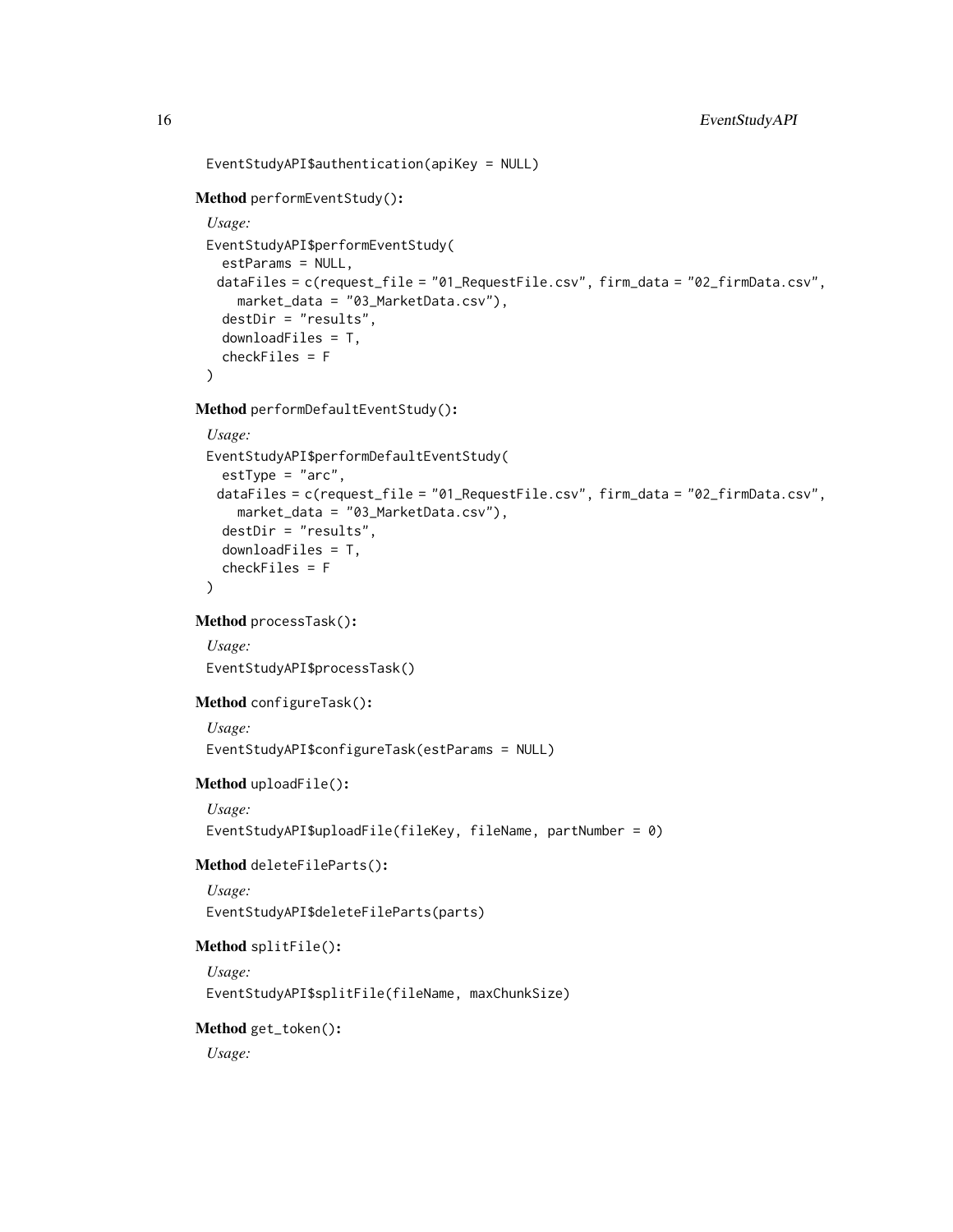```
EventStudyAPI$authentication(apiKey = NULL)
```

**Method** `performEventStudy()`:

*Usage:*

```
EventStudyAPI$performEventStudy(
  estParams = NULL,
  dataFiles = c(request_file = "01_RequestFile.csv", firm_data = "02_firmData.csv",
    market_data = "03_MarketData.csv"),
  destDir = "results",
  downloadFiles = T,
  checkFiles = F
)
```

**Method** `performDefaultEventStudy()`:

*Usage:*

```
EventStudyAPI$performDefaultEventStudy(
  estType = "arc",
  dataFiles = c(request_file = "01_RequestFile.csv", firm_data = "02_firmData.csv",
    market_data = "03_MarketData.csv"),
  destDir = "results",
  downloadFiles = T,
  checkFiles = F
)
```

**Method** `processTask()`:

*Usage:*

```
EventStudyAPI$processTask()
```

**Method** `configureTask()`:

*Usage:*

```
EventStudyAPI$configureTask(estParams = NULL)
```

**Method** `uploadFile()`:

*Usage:*

```
EventStudyAPI$uploadFile(fileKey, fileName, partNumber = 0)
```

**Method** `deleteFileParts()`:

*Usage:*

```
EventStudyAPI$deleteFileParts(parts)
```

**Method** `splitFile()`:

*Usage:*

```
EventStudyAPI$splitFile(fileName, maxChunkSize)
```

**Method** `get_token()`:

*Usage:*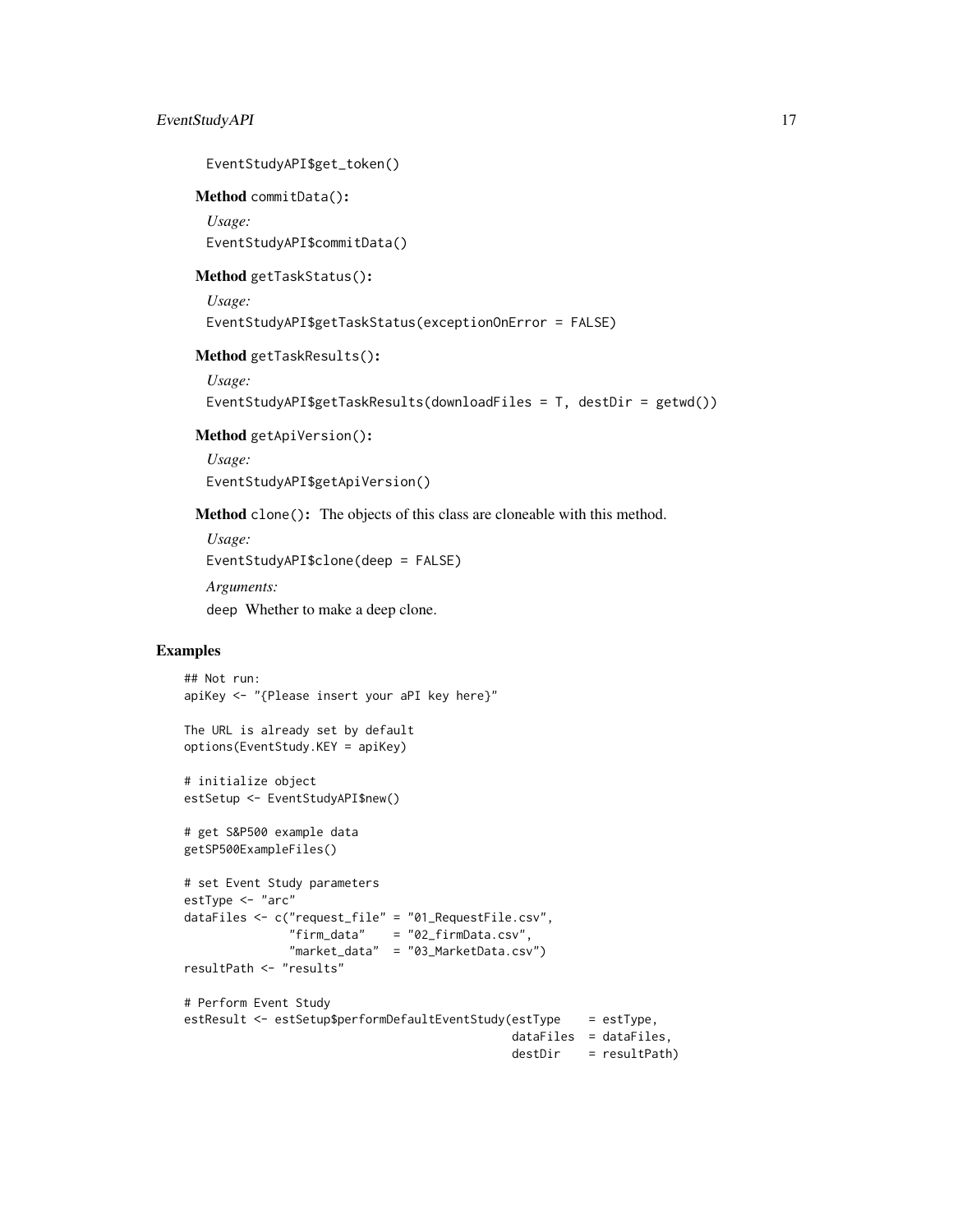```
EventStudyAPI$get_token()
```

**Method** `commitData()`:

*Usage:*

```
EventStudyAPI$commitData()
```

**Method** `getTaskStatus()`:

*Usage:*

```
EventStudyAPI$getTaskStatus(exceptionOnError = FALSE)
```

**Method** `getTaskResults()`:

*Usage:*

```
EventStudyAPI$getTaskResults(downloadFiles = T, destDir = getwd())
```

**Method** `getApiVersion()`:

*Usage:*

```
EventStudyAPI$getApiVersion()
```

**Method** `clone()`: The objects of this class are cloneable with this method.

*Usage:*

```
EventStudyAPI$clone(deep = FALSE)
```

*Arguments:*

`deep` Whether to make a deep clone.

## Examples

```
## Not run:
apiKey <- "{Please insert your aPI key here}"

The URL is already set by default
options(EventStudy.KEY = apiKey)

# initialize object
estSetup <- EventStudyAPI$new()

# get S&P500 example data
getSP500ExampleFiles()

# set Event Study parameters
estType <- "arc"
dataFiles <- c("request_file" = "01_RequestFile.csv",
               "firm_data"    = "02_firmData.csv",
               "market_data"  = "03_MarketData.csv")
resultPath <- "results"

# Perform Event Study
estResult <- estSetup$performDefaultEventStudy(estType    = estType,
                                               dataFiles  = dataFiles,
                                               destDir    = resultPath)
```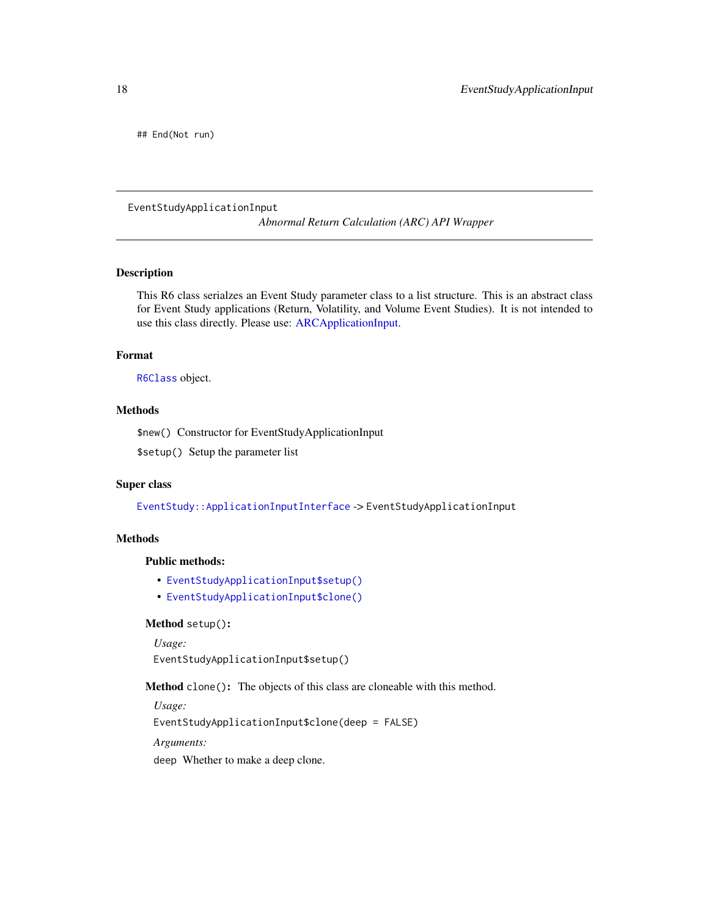```
## End(Not run)
```

---

EventStudyApplicationInput

*Abnormal Return Calculation (ARC) API Wrapper*

---

## Description

This R6 class serialzes an Event Study parameter class to a list structure. This is an abstract class for Event Study applications (Return, Volatility, and Volume Event Studies). It is not intended to use this class directly. Please use: ARCApplicationInput.

## Format

`R6Class` object.

## Methods

`$new()` Constructor for EventStudyApplicationInput

`$setup()` Setup the parameter list

## Super class

`EventStudy::ApplicationInputInterface` -> `EventStudyApplicationInput`

## Methods

### Public methods:

- `EventStudyApplicationInput$setup()`
- `EventStudyApplicationInput$clone()`

**Method** `setup()`:

*Usage:*

```
EventStudyApplicationInput$setup()
```

**Method** `clone()`: The objects of this class are cloneable with this method.

*Usage:*

```
EventStudyApplicationInput$clone(deep = FALSE)
```

*Arguments:*

`deep` Whether to make a deep clone.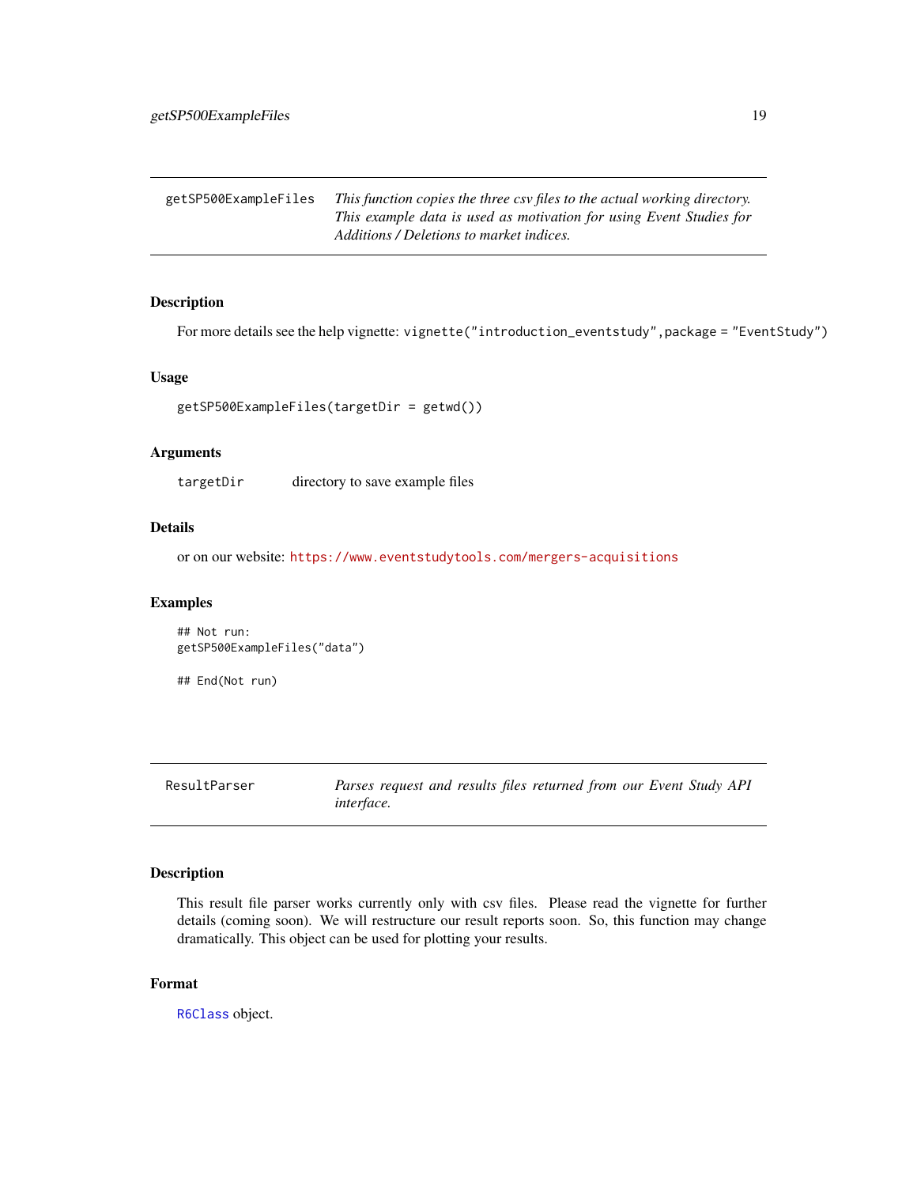## getSP500ExampleFiles

*This function copies the three csv files to the actual working directory. This example data is used as motivation for using Event Studies for Additions / Deletions to market indices.*

### Description

For more details see the help vignette: `vignette("introduction_eventstudy",package = "EventStudy")`

### Usage

```
getSP500ExampleFiles(targetDir = getwd())
```

### Arguments

| | |
|---|---|
| `targetDir` | directory to save example files |

### Details

or on our website: https://www.eventstudytools.com/mergers-acquisitions

### Examples

```
## Not run:
getSP500ExampleFiles("data")

## End(Not run)
```

## ResultParser

*Parses request and results files returned from our Event Study API interface.*

### Description

This result file parser works currently only with csv files. Please read the vignette for further details (coming soon). We will restructure our result reports soon. So, this function may change dramatically. This object can be used for plotting your results.

### Format

`R6Class` object.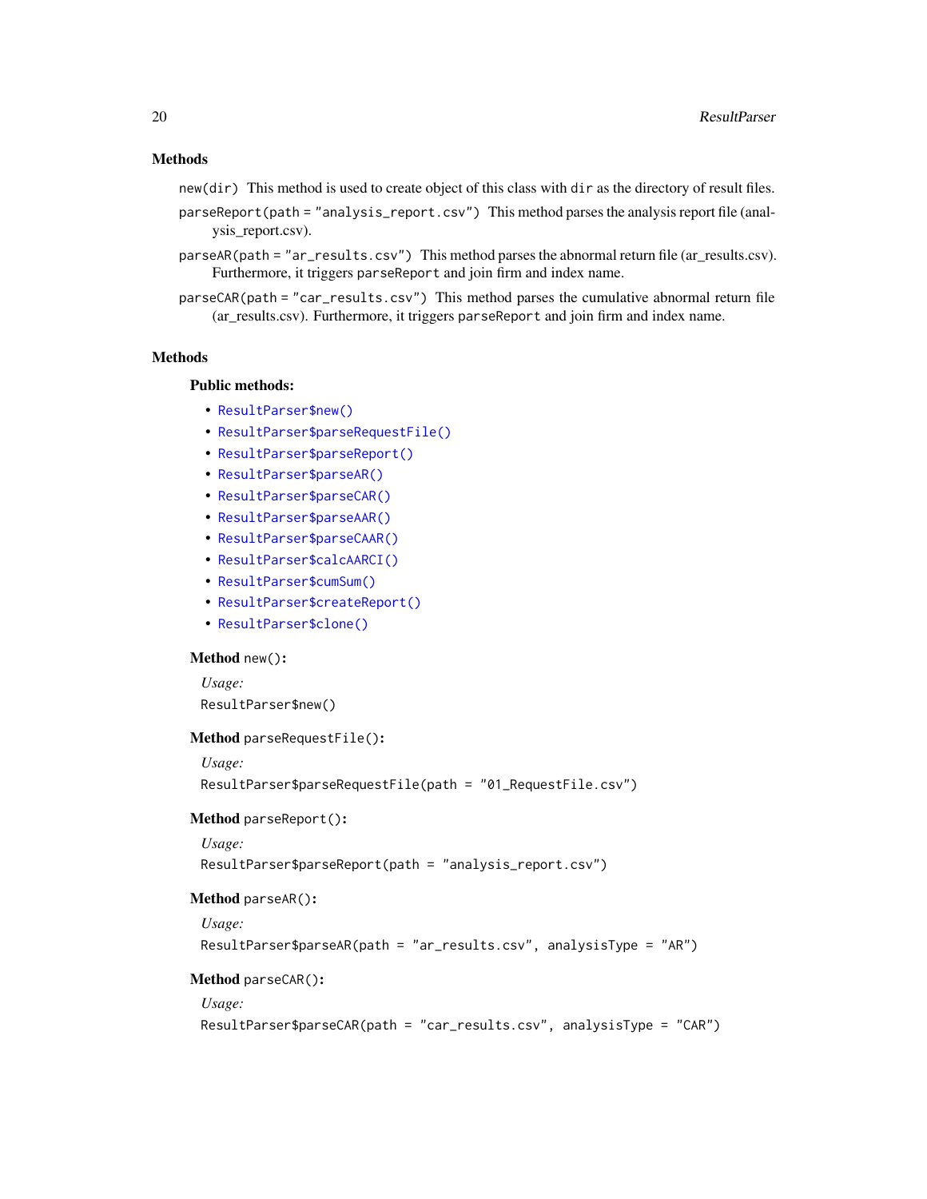## Methods

`new(dir)` This method is used to create object of this class with `dir` as the directory of result files.

`parseReport(path = "analysis_report.csv")` This method parses the analysis report file (analysis_report.csv).

`parseAR(path = "ar_results.csv")` This method parses the abnormal return file (ar_results.csv). Furthermore, it triggers `parseReport` and join firm and index name.

`parseCAR(path = "car_results.csv")` This method parses the cumulative abnormal return file (ar_results.csv). Furthermore, it triggers `parseReport` and join firm and index name.

## Methods

### Public methods:

- `ResultParser$new()`
- `ResultParser$parseRequestFile()`
- `ResultParser$parseReport()`
- `ResultParser$parseAR()`
- `ResultParser$parseCAR()`
- `ResultParser$parseAAR()`
- `ResultParser$parseCAAR()`
- `ResultParser$calcAARCI()`
- `ResultParser$cumSum()`
- `ResultParser$createReport()`
- `ResultParser$clone()`

**Method** `new()`:

*Usage:*

```
ResultParser$new()
```

**Method** `parseRequestFile()`:

*Usage:*

```
ResultParser$parseRequestFile(path = "01_RequestFile.csv")
```

**Method** `parseReport()`:

*Usage:*

```
ResultParser$parseReport(path = "analysis_report.csv")
```

**Method** `parseAR()`:

*Usage:*

```
ResultParser$parseAR(path = "ar_results.csv", analysisType = "AR")
```

**Method** `parseCAR()`:

*Usage:*

```
ResultParser$parseCAR(path = "car_results.csv", analysisType = "CAR")
```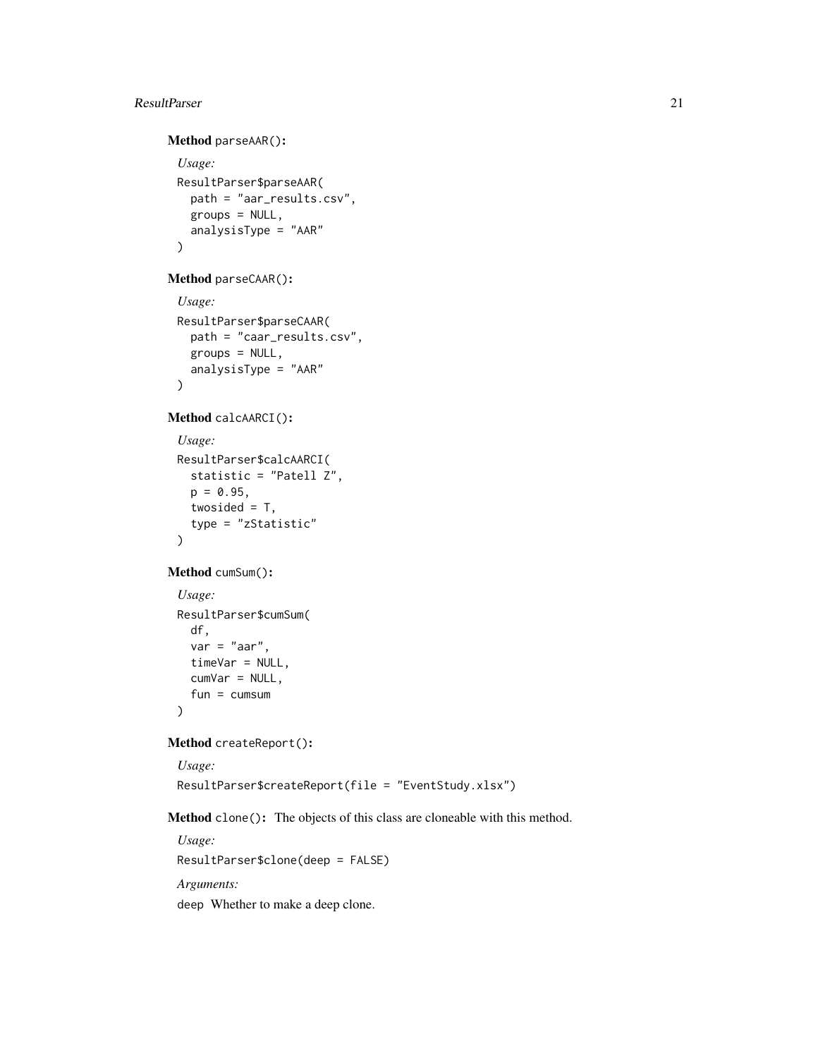**Method** `parseAAR()`:

*Usage:*

```
ResultParser$parseAAR(
  path = "aar_results.csv",
  groups = NULL,
  analysisType = "AAR"
)
```

**Method** `parseCAAR()`:

*Usage:*

```
ResultParser$parseCAAR(
  path = "caar_results.csv",
  groups = NULL,
  analysisType = "AAR"
)
```

**Method** `calcAARCI()`:

*Usage:*

```
ResultParser$calcAARCI(
  statistic = "Patell Z",
  p = 0.95,
  twosided = T,
  type = "zStatistic"
)
```

**Method** `cumSum()`:

*Usage:*

```
ResultParser$cumSum(
  df,
  var = "aar",
  timeVar = NULL,
  cumVar = NULL,
  fun = cumsum
)
```

**Method** `createReport()`:

*Usage:*

```
ResultParser$createReport(file = "EventStudy.xlsx")
```

**Method** `clone()`: The objects of this class are cloneable with this method.

*Usage:*

```
ResultParser$clone(deep = FALSE)
```

*Arguments:*

`deep` Whether to make a deep clone.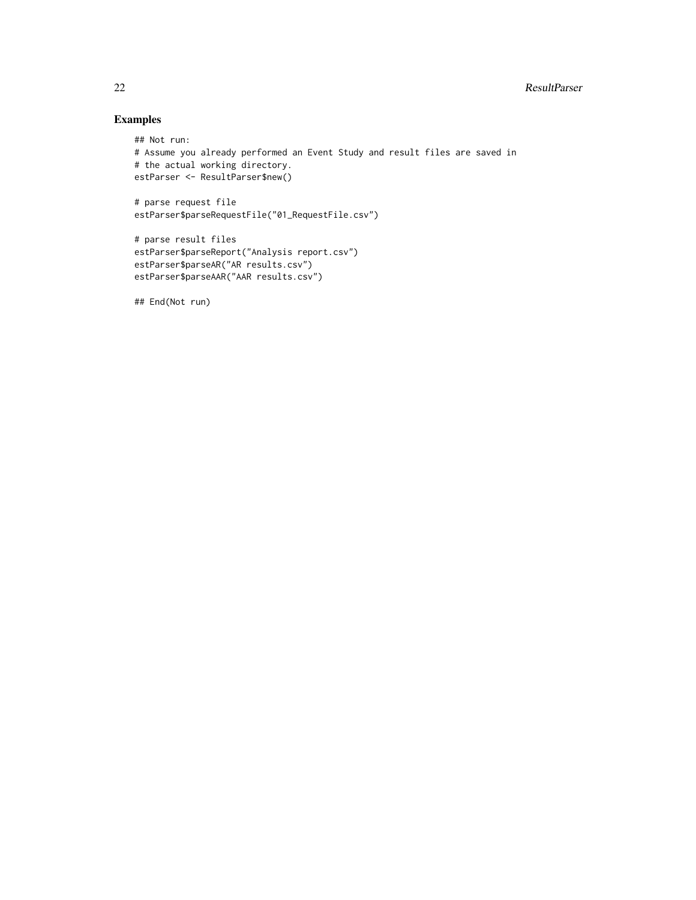## Examples

```
## Not run:
# Assume you already performed an Event Study and result files are saved in
# the actual working directory.
estParser <- ResultParser$new()

# parse request file
estParser$parseRequestFile("01_RequestFile.csv")

# parse result files
estParser$parseReport("Analysis report.csv")
estParser$parseAR("AR results.csv")
estParser$parseAAR("AAR results.csv")

## End(Not run)
```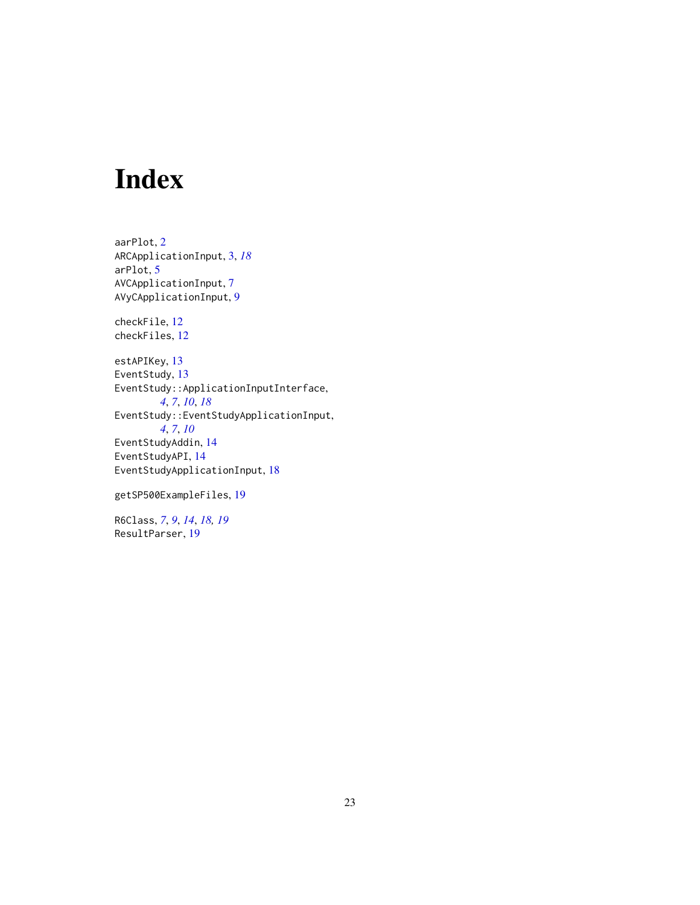# Index

aarPlot, 2
ARCApplicationInput, 3, *18*
arPlot, 5
AVCApplicationInput, 7
AVyCApplicationInput, 9

checkFile, 12
checkFiles, 12

estAPIKey, 13
EventStudy, 13
EventStudy::ApplicationInputInterface, *4*, *7*, *10*, *18*
EventStudy::EventStudyApplicationInput, *4*, *7*, *10*
EventStudyAddin, 14
EventStudyAPI, 14
EventStudyApplicationInput, 18

getSP500ExampleFiles, 19

R6Class, *7*, *9*, *14*, *18*, *19*
ResultParser, 19